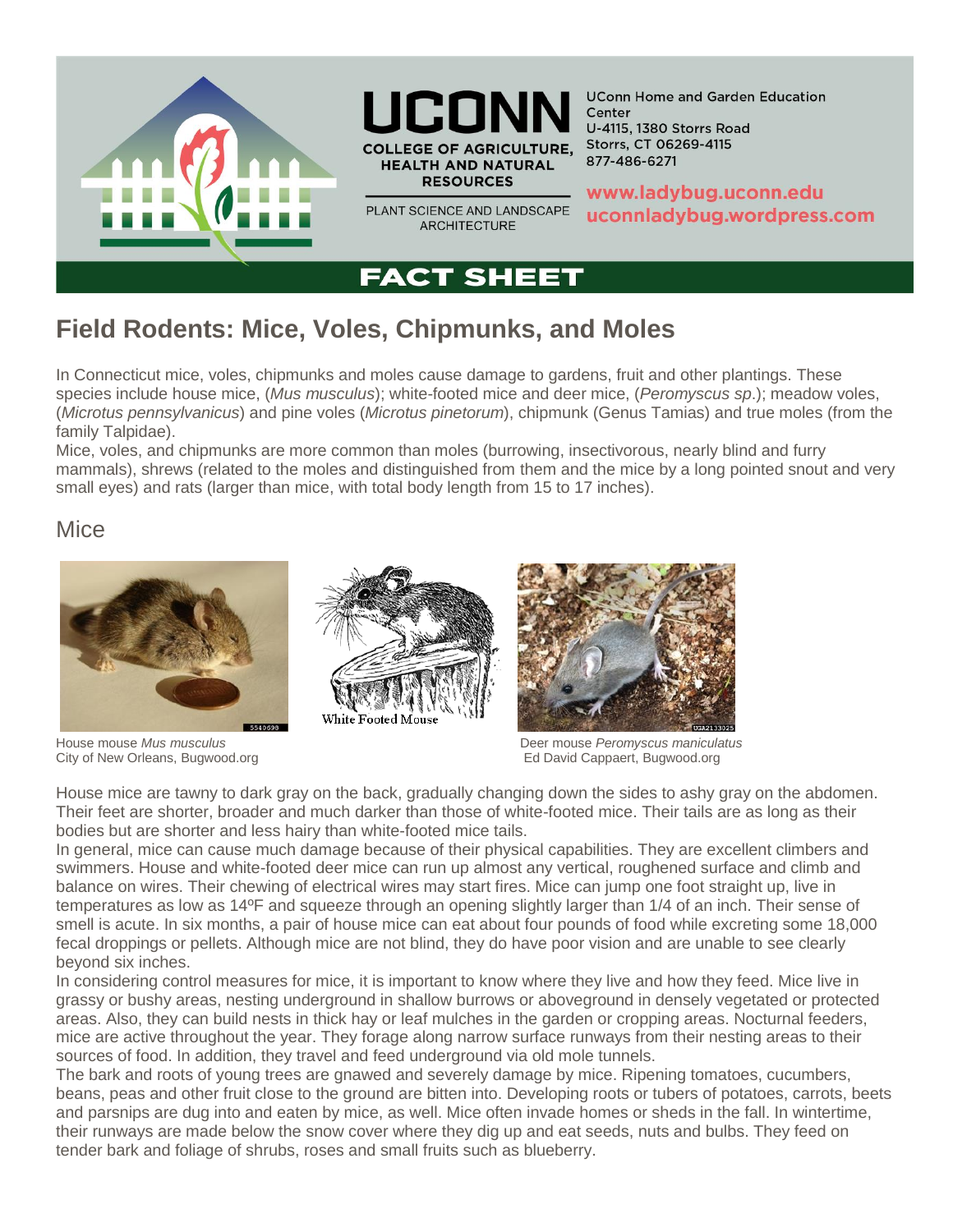UConn Home and Garden Education Center
U-4115, 1380 Storrs Road
Storrs, CT 06269-4115
877-486-6271

UCONN
COLLEGE OF AGRICULTURE, HEALTH AND NATURAL RESOURCES
PLANT SCIENCE AND LANDSCAPE ARCHITECTURE

www.ladybug.uconn.edu
uconnladybug.wordpress.com

FACT SHEET

# Field Rodents: Mice, Voles, Chipmunks, and Moles

In Connecticut mice, voles, chipmunks and moles cause damage to gardens, fruit and other plantings. These species include house mice, (*Mus musculus*); white-footed mice and deer mice, (*Peromyscus sp*.); meadow voles, (*Microtus pennsylvanicus*) and pine voles (*Microtus pinetorum*), chipmunk (Genus Tamias) and true moles (from the family Talpidae).

Mice, voles, and chipmunks are more common than moles (burrowing, insectivorous, nearly blind and furry mammals), shrews (related to the moles and distinguished from them and the mice by a long pointed snout and very small eyes) and rats (larger than mice, with total body length from 15 to 17 inches).

## Mice

House mouse *Mus musculus*
City of New Orleans, Bugwood.org

White Footed Mouse

Deer mouse *Peromyscus maniculatus*
Ed David Cappaert, Bugwood.org

House mice are tawny to dark gray on the back, gradually changing down the sides to ashy gray on the abdomen. Their feet are shorter, broader and much darker than those of white-footed mice. Their tails are as long as their bodies but are shorter and less hairy than white-footed mice tails.

In general, mice can cause much damage because of their physical capabilities. They are excellent climbers and swimmers. House and white-footed deer mice can run up almost any vertical, roughened surface and climb and balance on wires. Their chewing of electrical wires may start fires. Mice can jump one foot straight up, live in temperatures as low as 14ºF and squeeze through an opening slightly larger than 1/4 of an inch. Their sense of smell is acute. In six months, a pair of house mice can eat about four pounds of food while excreting some 18,000 fecal droppings or pellets. Although mice are not blind, they do have poor vision and are unable to see clearly beyond six inches.

In considering control measures for mice, it is important to know where they live and how they feed. Mice live in grassy or bushy areas, nesting underground in shallow burrows or aboveground in densely vegetated or protected areas. Also, they can build nests in thick hay or leaf mulches in the garden or cropping areas. Nocturnal feeders, mice are active throughout the year. They forage along narrow surface runways from their nesting areas to their sources of food. In addition, they travel and feed underground via old mole tunnels.

The bark and roots of young trees are gnawed and severely damage by mice. Ripening tomatoes, cucumbers, beans, peas and other fruit close to the ground are bitten into. Developing roots or tubers of potatoes, carrots, beets and parsnips are dug into and eaten by mice, as well. Mice often invade homes or sheds in the fall. In wintertime, their runways are made below the snow cover where they dig up and eat seeds, nuts and bulbs. They feed on tender bark and foliage of shrubs, roses and small fruits such as blueberry.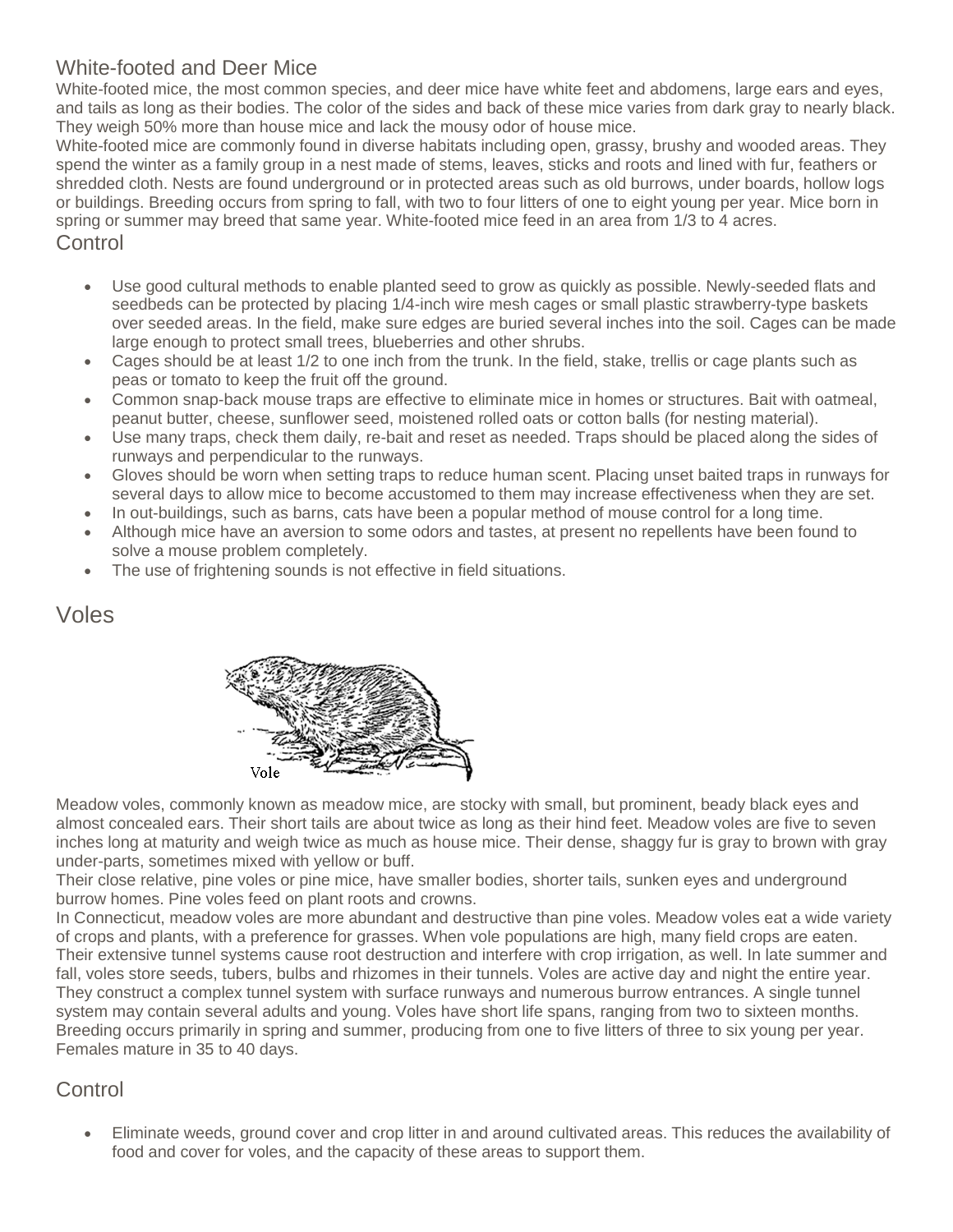## White-footed and Deer Mice

White-footed mice, the most common species, and deer mice have white feet and abdomens, large ears and eyes, and tails as long as their bodies. The color of the sides and back of these mice varies from dark gray to nearly black. They weigh 50% more than house mice and lack the mousy odor of house mice.

White-footed mice are commonly found in diverse habitats including open, grassy, brushy and wooded areas. They spend the winter as a family group in a nest made of stems, leaves, sticks and roots and lined with fur, feathers or shredded cloth. Nests are found underground or in protected areas such as old burrows, under boards, hollow logs or buildings. Breeding occurs from spring to fall, with two to four litters of one to eight young per year. Mice born in spring or summer may breed that same year. White-footed mice feed in an area from 1/3 to 4 acres.

### Control

- Use good cultural methods to enable planted seed to grow as quickly as possible. Newly-seeded flats and seedbeds can be protected by placing 1/4-inch wire mesh cages or small plastic strawberry-type baskets over seeded areas. In the field, make sure edges are buried several inches into the soil. Cages can be made large enough to protect small trees, blueberries and other shrubs.
- Cages should be at least 1/2 to one inch from the trunk. In the field, stake, trellis or cage plants such as peas or tomato to keep the fruit off the ground.
- Common snap-back mouse traps are effective to eliminate mice in homes or structures. Bait with oatmeal, peanut butter, cheese, sunflower seed, moistened rolled oats or cotton balls (for nesting material).
- Use many traps, check them daily, re-bait and reset as needed. Traps should be placed along the sides of runways and perpendicular to the runways.
- Gloves should be worn when setting traps to reduce human scent. Placing unset baited traps in runways for several days to allow mice to become accustomed to them may increase effectiveness when they are set.
- In out-buildings, such as barns, cats have been a popular method of mouse control for a long time.
- Although mice have an aversion to some odors and tastes, at present no repellents have been found to solve a mouse problem completely.
- The use of frightening sounds is not effective in field situations.

## Voles

Vole

Meadow voles, commonly known as meadow mice, are stocky with small, but prominent, beady black eyes and almost concealed ears. Their short tails are about twice as long as their hind feet. Meadow voles are five to seven inches long at maturity and weigh twice as much as house mice. Their dense, shaggy fur is gray to brown with gray under-parts, sometimes mixed with yellow or buff.

Their close relative, pine voles or pine mice, have smaller bodies, shorter tails, sunken eyes and underground burrow homes. Pine voles feed on plant roots and crowns.

In Connecticut, meadow voles are more abundant and destructive than pine voles. Meadow voles eat a wide variety of crops and plants, with a preference for grasses. When vole populations are high, many field crops are eaten. Their extensive tunnel systems cause root destruction and interfere with crop irrigation, as well. In late summer and fall, voles store seeds, tubers, bulbs and rhizomes in their tunnels. Voles are active day and night the entire year. They construct a complex tunnel system with surface runways and numerous burrow entrances. A single tunnel system may contain several adults and young. Voles have short life spans, ranging from two to sixteen months. Breeding occurs primarily in spring and summer, producing from one to five litters of three to six young per year. Females mature in 35 to 40 days.

### Control

- Eliminate weeds, ground cover and crop litter in and around cultivated areas. This reduces the availability of food and cover for voles, and the capacity of these areas to support them.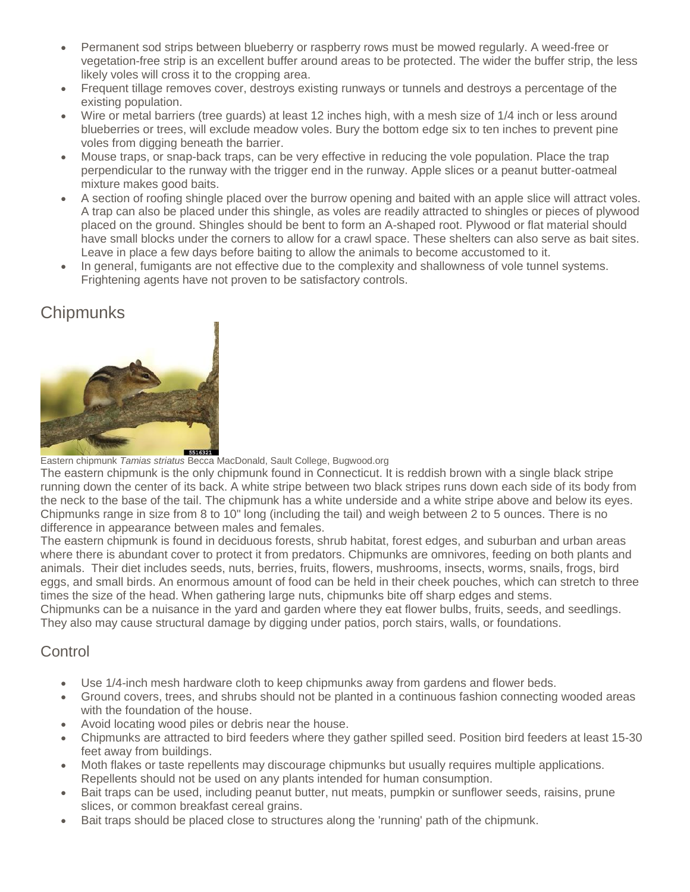- Permanent sod strips between blueberry or raspberry rows must be mowed regularly. A weed-free or vegetation-free strip is an excellent buffer around areas to be protected. The wider the buffer strip, the less likely voles will cross it to the cropping area.
- Frequent tillage removes cover, destroys existing runways or tunnels and destroys a percentage of the existing population.
- Wire or metal barriers (tree guards) at least 12 inches high, with a mesh size of 1/4 inch or less around blueberries or trees, will exclude meadow voles. Bury the bottom edge six to ten inches to prevent pine voles from digging beneath the barrier.
- Mouse traps, or snap-back traps, can be very effective in reducing the vole population. Place the trap perpendicular to the runway with the trigger end in the runway. Apple slices or a peanut butter-oatmeal mixture makes good baits.
- A section of roofing shingle placed over the burrow opening and baited with an apple slice will attract voles. A trap can also be placed under this shingle, as voles are readily attracted to shingles or pieces of plywood placed on the ground. Shingles should be bent to form an A-shaped root. Plywood or flat material should have small blocks under the corners to allow for a crawl space. These shelters can also serve as bait sites. Leave in place a few days before baiting to allow the animals to become accustomed to it.
- In general, fumigants are not effective due to the complexity and shallowness of vole tunnel systems. Frightening agents have not proven to be satisfactory controls.

## Chipmunks

Eastern chipmunk *Tamias striatus* Becca MacDonald, Sault College, Bugwood.org

The eastern chipmunk is the only chipmunk found in Connecticut. It is reddish brown with a single black stripe running down the center of its back. A white stripe between two black stripes runs down each side of its body from the neck to the base of the tail. The chipmunk has a white underside and a white stripe above and below its eyes. Chipmunks range in size from 8 to 10" long (including the tail) and weigh between 2 to 5 ounces. There is no difference in appearance between males and females.

The eastern chipmunk is found in deciduous forests, shrub habitat, forest edges, and suburban and urban areas where there is abundant cover to protect it from predators. Chipmunks are omnivores, feeding on both plants and animals. Their diet includes seeds, nuts, berries, fruits, flowers, mushrooms, insects, worms, snails, frogs, bird eggs, and small birds. An enormous amount of food can be held in their cheek pouches, which can stretch to three times the size of the head. When gathering large nuts, chipmunks bite off sharp edges and stems.

Chipmunks can be a nuisance in the yard and garden where they eat flower bulbs, fruits, seeds, and seedlings. They also may cause structural damage by digging under patios, porch stairs, walls, or foundations.

### Control

- Use 1/4-inch mesh hardware cloth to keep chipmunks away from gardens and flower beds.
- Ground covers, trees, and shrubs should not be planted in a continuous fashion connecting wooded areas with the foundation of the house.
- Avoid locating wood piles or debris near the house.
- Chipmunks are attracted to bird feeders where they gather spilled seed. Position bird feeders at least 15-30 feet away from buildings.
- Moth flakes or taste repellents may discourage chipmunks but usually requires multiple applications. Repellents should not be used on any plants intended for human consumption.
- Bait traps can be used, including peanut butter, nut meats, pumpkin or sunflower seeds, raisins, prune slices, or common breakfast cereal grains.
- Bait traps should be placed close to structures along the 'running' path of the chipmunk.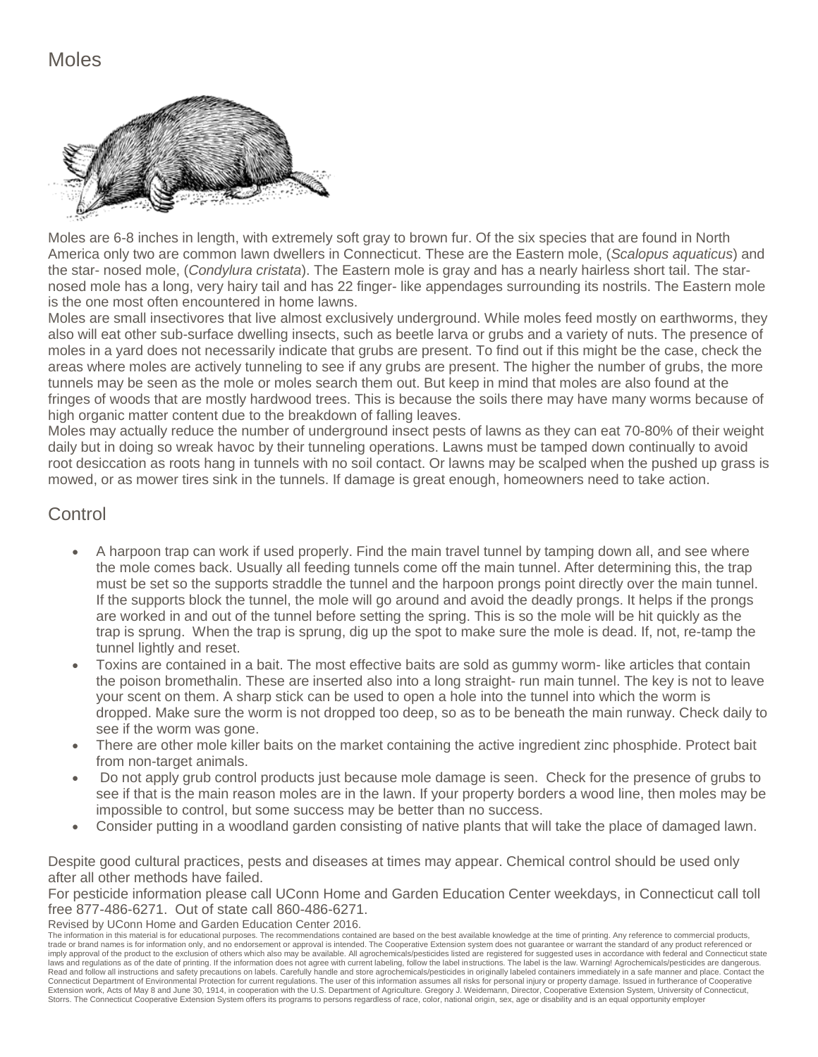# Moles

Moles are 6-8 inches in length, with extremely soft gray to brown fur. Of the six species that are found in North America only two are common lawn dwellers in Connecticut. These are the Eastern mole, (*Scalopus aquaticus*) and the star- nosed mole, (*Condylura cristata*). The Eastern mole is gray and has a nearly hairless short tail. The star-nosed mole has a long, very hairy tail and has 22 finger- like appendages surrounding its nostrils. The Eastern mole is the one most often encountered in home lawns.

Moles are small insectivores that live almost exclusively underground. While moles feed mostly on earthworms, they also will eat other sub-surface dwelling insects, such as beetle larva or grubs and a variety of nuts. The presence of moles in a yard does not necessarily indicate that grubs are present. To find out if this might be the case, check the areas where moles are actively tunneling to see if any grubs are present. The higher the number of grubs, the more tunnels may be seen as the mole or moles search them out. But keep in mind that moles are also found at the fringes of woods that are mostly hardwood trees. This is because the soils there may have many worms because of high organic matter content due to the breakdown of falling leaves.

Moles may actually reduce the number of underground insect pests of lawns as they can eat 70-80% of their weight daily but in doing so wreak havoc by their tunneling operations. Lawns must be tamped down continually to avoid root desiccation as roots hang in tunnels with no soil contact. Or lawns may be scalped when the pushed up grass is mowed, or as mower tires sink in the tunnels. If damage is great enough, homeowners need to take action.

## Control

- A harpoon trap can work if used properly. Find the main travel tunnel by tamping down all, and see where the mole comes back. Usually all feeding tunnels come off the main tunnel. After determining this, the trap must be set so the supports straddle the tunnel and the harpoon prongs point directly over the main tunnel. If the supports block the tunnel, the mole will go around and avoid the deadly prongs. It helps if the prongs are worked in and out of the tunnel before setting the spring. This is so the mole will be hit quickly as the trap is sprung. When the trap is sprung, dig up the spot to make sure the mole is dead. If, not, re-tamp the tunnel lightly and reset.
- Toxins are contained in a bait. The most effective baits are sold as gummy worm- like articles that contain the poison bromethalin. These are inserted also into a long straight- run main tunnel. The key is not to leave your scent on them. A sharp stick can be used to open a hole into the tunnel into which the worm is dropped. Make sure the worm is not dropped too deep, so as to be beneath the main runway. Check daily to see if the worm was gone.
- There are other mole killer baits on the market containing the active ingredient zinc phosphide. Protect bait from non-target animals.
- Do not apply grub control products just because mole damage is seen. Check for the presence of grubs to see if that is the main reason moles are in the lawn. If your property borders a wood line, then moles may be impossible to control, but some success may be better than no success.
- Consider putting in a woodland garden consisting of native plants that will take the place of damaged lawn.

Despite good cultural practices, pests and diseases at times may appear. Chemical control should be used only after all other methods have failed.

For pesticide information please call UConn Home and Garden Education Center weekdays, in Connecticut call toll free 877-486-6271. Out of state call 860-486-6271.

Revised by UConn Home and Garden Education Center 2016.

The information in this material is for educational purposes. The recommendations contained are based on the best available knowledge at the time of printing. Any reference to commercial products, trade or brand names is for information only, and no endorsement or approval is intended. The Cooperative Extension system does not guarantee or warrant the standard of any product referenced or imply approval of the product to the exclusion of others which also may be available. All agrochemicals/pesticides listed are registered for suggested uses in accordance with federal and Connecticut state laws and regulations as of the date of printing. If the information does not agree with current labeling, follow the label instructions. The label is the law. Warning! Agrochemicals/pesticides are dangerous. Read and follow all instructions and safety precautions on labels. Carefully handle and store agrochemicals/pesticides in originally labeled containers immediately in a safe manner and place. Contact the Connecticut Department of Environmental Protection for current regulations. The user of this information assumes all risks for personal injury or property damage. Issued in furtherance of Cooperative Extension work, Acts of May 8 and June 30, 1914, in cooperation with the U.S. Department of Agriculture. Gregory J. Weidemann, Director, Cooperative Extension System, University of Connecticut, Storrs. The Connecticut Cooperative Extension System offers its programs to persons regardless of race, color, national origin, sex, age or disability and is an equal opportunity employer